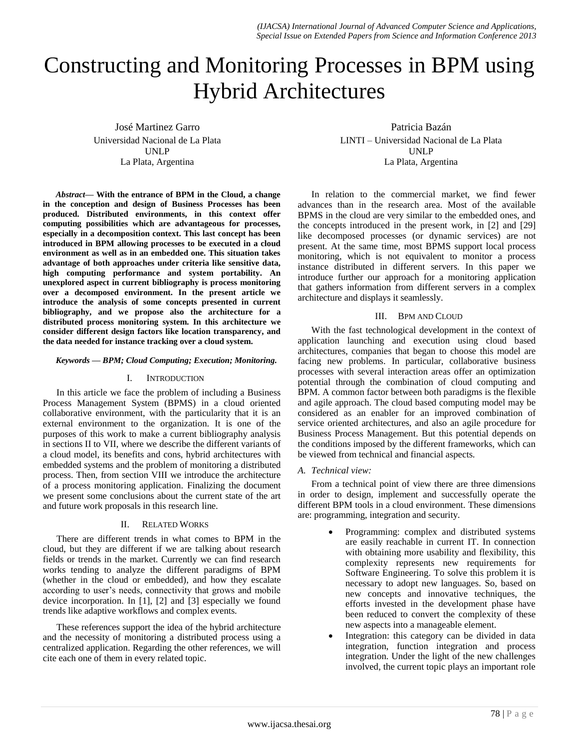# Constructing and Monitoring Processes in BPM using Hybrid Architectures

José Martinez Garro
Universidad Nacional de La Plata
UNLP
La Plata, Argentina

Patricia Bazán
LINTI – Universidad Nacional de La Plata
UNLP
La Plata, Argentina

***Abstract*— With the entrance of BPM in the Cloud, a change in the conception and design of Business Processes has been produced. Distributed environments, in this context offer computing possibilities which are advantageous for processes, especially in a decomposition context. This last concept has been introduced in BPM allowing processes to be executed in a cloud environment as well as in an embedded one. This situation takes advantage of both approaches under criteria like sensitive data, high computing performance and system portability. An unexplored aspect in current bibliography is process monitoring over a decomposed environment. In the present article we introduce the analysis of some concepts presented in current bibliography, and we propose also the architecture for a distributed process monitoring system. In this architecture we consider different design factors like location transparency, and the data needed for instance tracking over a cloud system.**

***Keywords — BPM; Cloud Computing; Execution; Monitoring.***

## I. Introduction

In this article we face the problem of including a Business Process Management System (BPMS) in a cloud oriented collaborative environment, with the particularity that it is an external environment to the organization. It is one of the purposes of this work to make a current bibliography analysis in sections II to VII, where we describe the different variants of a cloud model, its benefits and cons, hybrid architectures with embedded systems and the problem of monitoring a distributed process. Then, from section VIII we introduce the architecture of a process monitoring application. Finalizing the document we present some conclusions about the current state of the art and future work proposals in this research line.

## II. Related Works

There are different trends in what comes to BPM in the cloud, but they are different if we are talking about research fields or trends in the market. Currently we can find research works tending to analyze the different paradigms of BPM (whether in the cloud or embedded), and how they escalate according to user's needs, connectivity that grows and mobile device incorporation. In [1], [2] and [3] especially we found trends like adaptive workflows and complex events.

These references support the idea of the hybrid architecture and the necessity of monitoring a distributed process using a centralized application. Regarding the other references, we will cite each one of them in every related topic.

In relation to the commercial market, we find fewer advances than in the research area. Most of the available BPMS in the cloud are very similar to the embedded ones, and the concepts introduced in the present work, in [2] and [29] like decomposed processes (or dynamic services) are not present. At the same time, most BPMS support local process monitoring, which is not equivalent to monitor a process instance distributed in different servers. In this paper we introduce further our approach for a monitoring application that gathers information from different servers in a complex architecture and displays it seamlessly.

## III. BPM and Cloud

With the fast technological development in the context of application launching and execution using cloud based architectures, companies that began to choose this model are facing new problems. In particular, collaborative business processes with several interaction areas offer an optimization potential through the combination of cloud computing and BPM. A common factor between both paradigms is the flexible and agile approach. The cloud based computing model may be considered as an enabler for an improved combination of service oriented architectures, and also an agile procedure for Business Process Management. But this potential depends on the conditions imposed by the different frameworks, which can be viewed from technical and financial aspects.

### *A. Technical view:*

From a technical point of view there are three dimensions in order to design, implement and successfully operate the different BPM tools in a cloud environment. These dimensions are: programming, integration and security.

- Programming: complex and distributed systems are easily reachable in current IT. In connection with obtaining more usability and flexibility, this complexity represents new requirements for Software Engineering. To solve this problem it is necessary to adopt new languages. So, based on new concepts and innovative techniques, the efforts invested in the development phase have been reduced to convert the complexity of these new aspects into a manageable element.
- Integration: this category can be divided in data integration, function integration and process integration. Under the light of the new challenges involved, the current topic plays an important role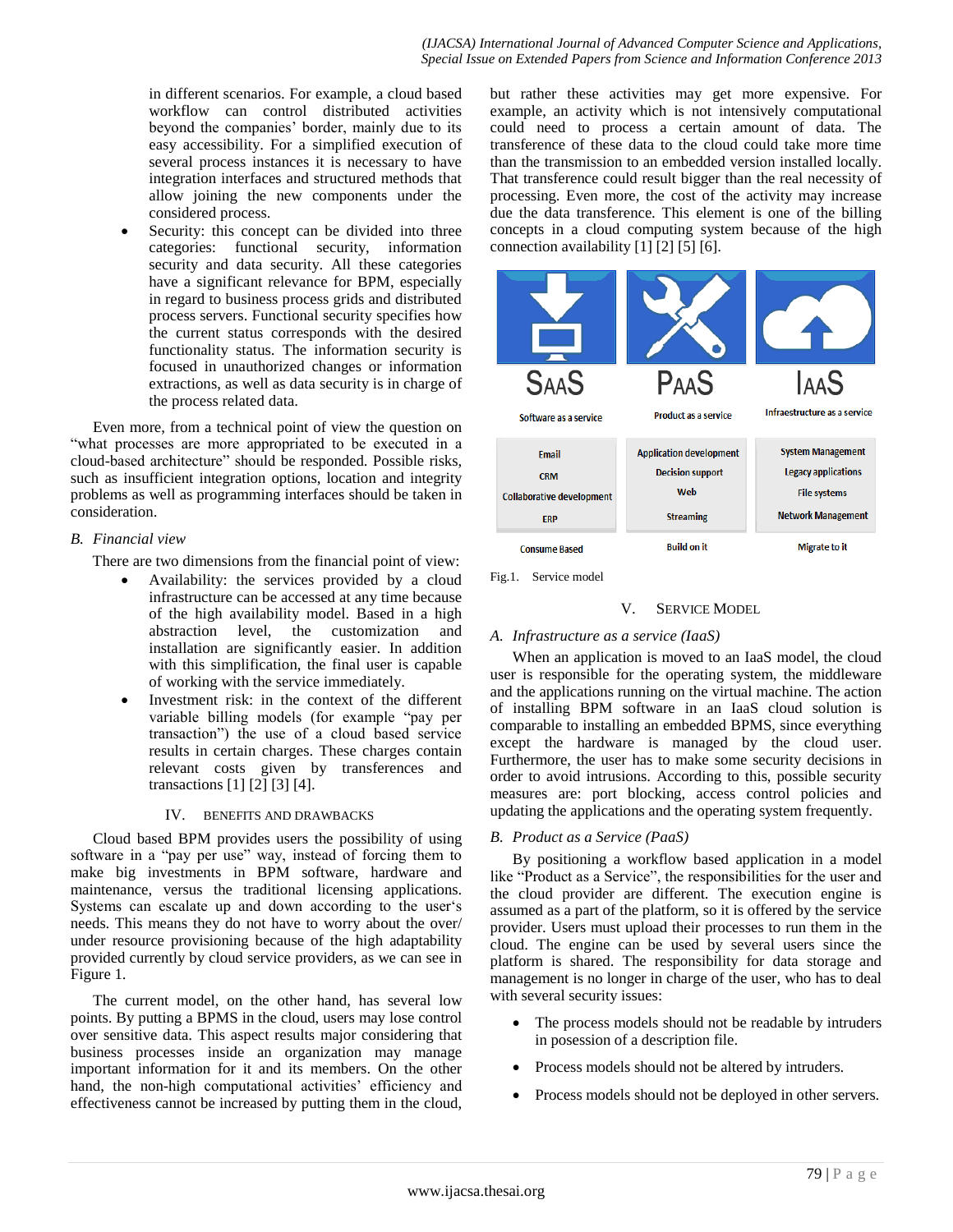in different scenarios. For example, a cloud based workflow can control distributed activities beyond the companies' border, mainly due to its easy accessibility. For a simplified execution of several process instances it is necessary to have integration interfaces and structured methods that allow joining the new components under the considered process.

- Security: this concept can be divided into three categories: functional security, information security and data security. All these categories have a significant relevance for BPM, especially in regard to business process grids and distributed process servers. Functional security specifies how the current status corresponds with the desired functionality status. The information security is focused in unauthorized changes or information extractions, as well as data security is in charge of the process related data.

Even more, from a technical point of view the question on "what processes are more appropriated to be executed in a cloud-based architecture" should be responded. Possible risks, such as insufficient integration options, location and integrity problems as well as programming interfaces should be taken in consideration.

### B. *Financial view*

There are two dimensions from the financial point of view:

- Availability: the services provided by a cloud infrastructure can be accessed at any time because of the high availability model. Based in a high abstraction level, the customization and installation are significantly easier. In addition with this simplification, the final user is capable of working with the service immediately.
- Investment risk: in the context of the different variable billing models (for example "pay per transaction") the use of a cloud based service results in certain charges. These charges contain relevant costs given by transferences and transactions [1] [2] [3] [4].

## IV. Benefits and Drawbacks

Cloud based BPM provides users the possibility of using software in a "pay per use" way, instead of forcing them to make big investments in BPM software, hardware and maintenance, versus the traditional licensing applications. Systems can escalate up and down according to the user's needs. This means they do not have to worry about the over/ under resource provisioning because of the high adaptability provided currently by cloud service providers, as we can see in Figure 1.

The current model, on the other hand, has several low points. By putting a BPMS in the cloud, users may lose control over sensitive data. This aspect results major considering that business processes inside an organization may manage important information for it and its members. On the other hand, the non-high computational activities' efficiency and effectiveness cannot be increased by putting them in the cloud, but rather these activities may get more expensive. For example, an activity which is not intensively computational could need to process a certain amount of data. The transference of these data to the cloud could take more time than the transmission to an embedded version installed locally. That transference could result bigger than the real necessity of processing. Even more, the cost of the activity may increase due the data transference. This element is one of the billing concepts in a cloud computing system because of the high connection availability [1] [2] [5] [6].

| SAAS | PAAS | IAAS |
|---|---|---|
| Software as a service | Product as a service | Infraestructure as a service |
| Email<br>CRM<br>Collaborative development<br>ERP | Application development<br>Decision support<br>Web<br>Streaming | System Management<br>Legacy applications<br>File systems<br>Network Management |
| Consume Based | Build on it | Migrate to it |

Fig.1. Service model

## V. Service Model

### A. *Infrastructure as a service (IaaS)*

When an application is moved to an IaaS model, the cloud user is responsible for the operating system, the middleware and the applications running on the virtual machine. The action of installing BPM software in an IaaS cloud solution is comparable to installing an embedded BPMS, since everything except the hardware is managed by the cloud user. Furthermore, the user has to make some security decisions in order to avoid intrusions. According to this, possible security measures are: port blocking, access control policies and updating the applications and the operating system frequently.

### B. *Product as a Service (PaaS)*

By positioning a workflow based application in a model like "Product as a Service", the responsibilities for the user and the cloud provider are different. The execution engine is assumed as a part of the platform, so it is offered by the service provider. Users must upload their processes to run them in the cloud. The engine can be used by several users since the platform is shared. The responsibility for data storage and management is no longer in charge of the user, who has to deal with several security issues:

- The process models should not be readable by intruders in posession of a description file.
- Process models should not be altered by intruders.
- Process models should not be deployed in other servers.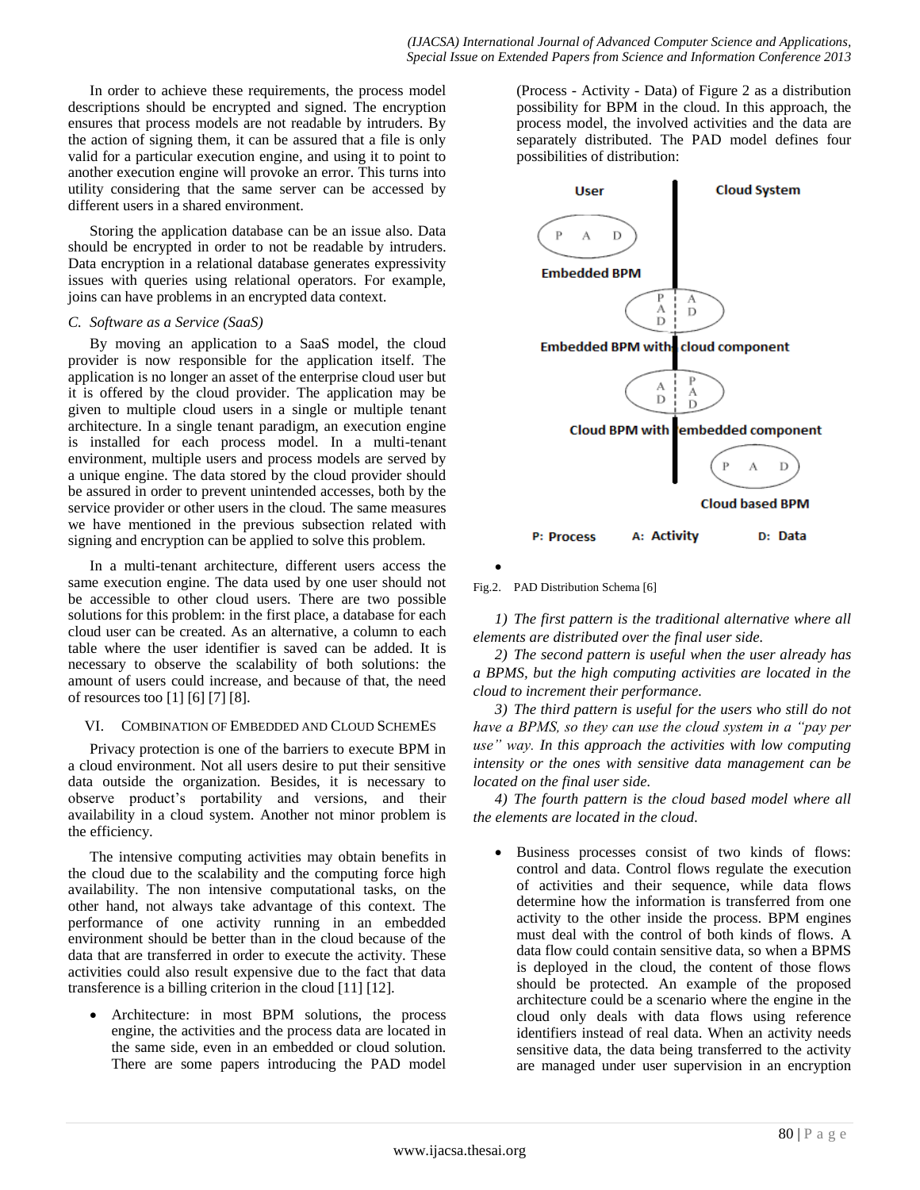In order to achieve these requirements, the process model descriptions should be encrypted and signed. The encryption ensures that process models are not readable by intruders. By the action of signing them, it can be assured that a file is only valid for a particular execution engine, and using it to point to another execution engine will provoke an error. This turns into utility considering that the same server can be accessed by different users in a shared environment.

Storing the application database can be an issue also. Data should be encrypted in order to not be readable by intruders. Data encryption in a relational database generates expressivity issues with queries using relational operators. For example, joins can have problems in an encrypted data context.

### *C. Software as a Service (SaaS)*

By moving an application to a SaaS model, the cloud provider is now responsible for the application itself. The application is no longer an asset of the enterprise cloud user but it is offered by the cloud provider. The application may be given to multiple cloud users in a single or multiple tenant architecture. In a single tenant paradigm, an execution engine is installed for each process model. In a multi-tenant environment, multiple users and process models are served by a unique engine. The data stored by the cloud provider should be assured in order to prevent unintended accesses, both by the service provider or other users in the cloud. The same measures we have mentioned in the previous subsection related with signing and encryption can be applied to solve this problem.

In a multi-tenant architecture, different users access the same execution engine. The data used by one user should not be accessible to other cloud users. There are two possible solutions for this problem: in the first place, a database for each cloud user can be created. As an alternative, a column to each table where the user identifier is saved can be added. It is necessary to observe the scalability of both solutions: the amount of users could increase, and because of that, the need of resources too [1] [6] [7] [8].

## VI. Combination of Embedded and Cloud Schemes

Privacy protection is one of the barriers to execute BPM in a cloud environment. Not all users desire to put their sensitive data outside the organization. Besides, it is necessary to observe product's portability and versions, and their availability in a cloud system. Another not minor problem is the efficiency.

The intensive computing activities may obtain benefits in the cloud due to the scalability and the computing force high availability. The non intensive computational tasks, on the other hand, not always take advantage of this context. The performance of one activity running in an embedded environment should be better than in the cloud because of the data that are transferred in order to execute the activity. These activities could also result expensive due to the fact that data transference is a billing criterion in the cloud [11] [12].

- Architecture: in most BPM solutions, the process engine, the activities and the process data are located in the same side, even in an embedded or cloud solution. There are some papers introducing the PAD model (Process - Activity - Data) of Figure 2 as a distribution possibility for BPM in the cloud. In this approach, the process model, the involved activities and the data are separately distributed. The PAD model defines four possibilities of distribution:

Fig.2. PAD Distribution Schema [6]

*1) The first pattern is the traditional alternative where all elements are distributed over the final user side.*

*2) The second pattern is useful when the user already has a BPMS, but the high computing activities are located in the cloud to increment their performance.*

*3) The third pattern is useful for the users who still do not have a BPMS, so they can use the cloud system in a "pay per use" way. In this approach the activities with low computing intensity or the ones with sensitive data management can be located on the final user side.*

*4) The fourth pattern is the cloud based model where all the elements are located in the cloud.*

- Business processes consist of two kinds of flows: control and data. Control flows regulate the execution of activities and their sequence, while data flows determine how the information is transferred from one activity to the other inside the process. BPM engines must deal with the control of both kinds of flows. A data flow could contain sensitive data, so when a BPMS is deployed in the cloud, the content of those flows should be protected. An example of the proposed architecture could be a scenario where the engine in the cloud only deals with data flows using reference identifiers instead of real data. When an activity needs sensitive data, the data being transferred to the activity are managed under user supervision in an encryption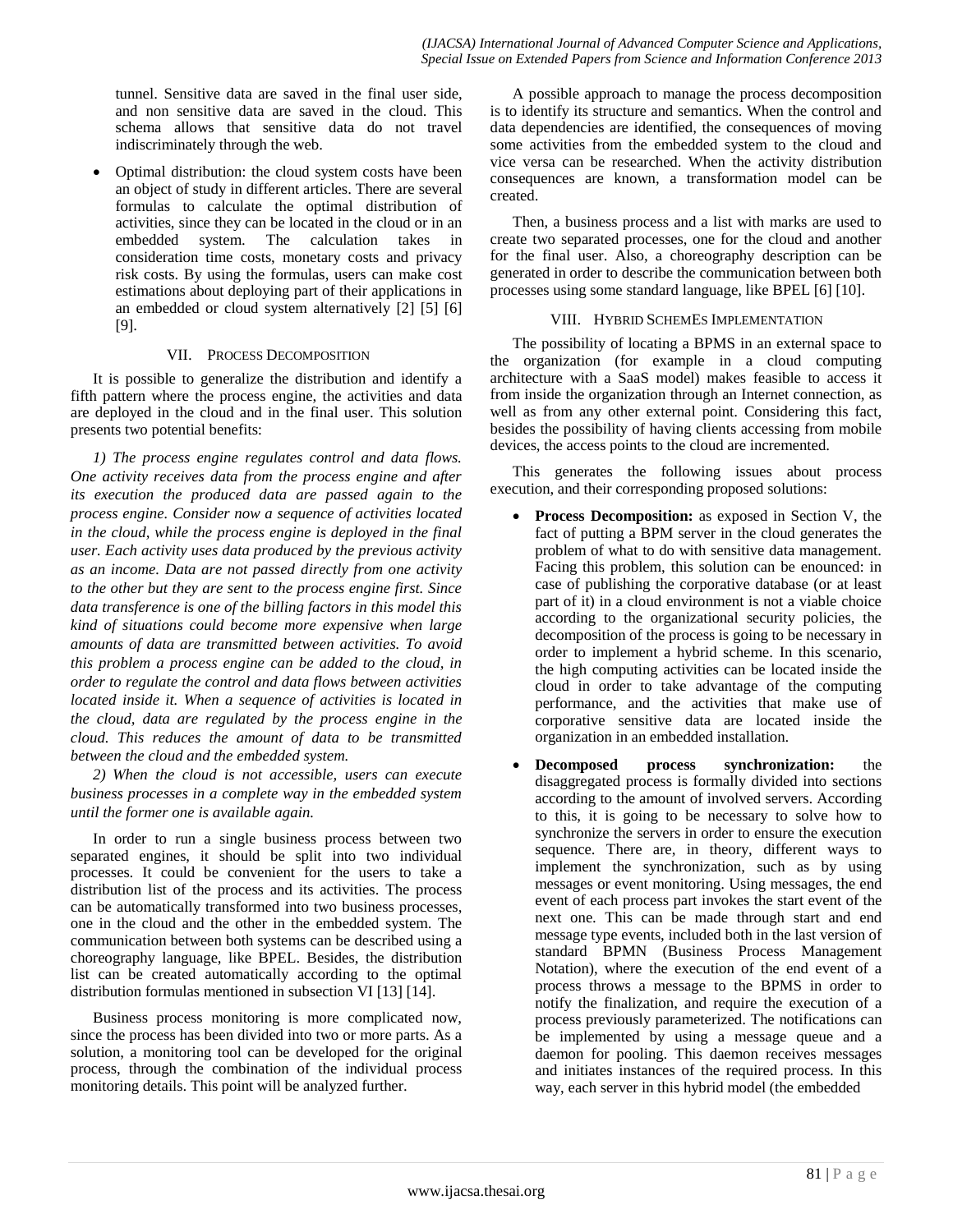tunnel. Sensitive data are saved in the final user side, and non sensitive data are saved in the cloud. This schema allows that sensitive data do not travel indiscriminately through the web.

- Optimal distribution: the cloud system costs have been an object of study in different articles. There are several formulas to calculate the optimal distribution of activities, since they can be located in the cloud or in an embedded system. The calculation takes in consideration time costs, monetary costs and privacy risk costs. By using the formulas, users can make cost estimations about deploying part of their applications in an embedded or cloud system alternatively [2] [5] [6] [9].

## VII. Process Decomposition

It is possible to generalize the distribution and identify a fifth pattern where the process engine, the activities and data are deployed in the cloud and in the final user. This solution presents two potential benefits:

*1) The process engine regulates control and data flows. One activity receives data from the process engine and after its execution the produced data are passed again to the process engine. Consider now a sequence of activities located in the cloud, while the process engine is deployed in the final user. Each activity uses data produced by the previous activity as an income. Data are not passed directly from one activity to the other but they are sent to the process engine first. Since data transference is one of the billing factors in this model this kind of situations could become more expensive when large amounts of data are transmitted between activities. To avoid this problem a process engine can be added to the cloud, in order to regulate the control and data flows between activities located inside it. When a sequence of activities is located in the cloud, data are regulated by the process engine in the cloud. This reduces the amount of data to be transmitted between the cloud and the embedded system.*

*2) When the cloud is not accessible, users can execute business processes in a complete way in the embedded system until the former one is available again.*

In order to run a single business process between two separated engines, it should be split into two individual processes. It could be convenient for the users to take a distribution list of the process and its activities. The process can be automatically transformed into two business processes, one in the cloud and the other in the embedded system. The communication between both systems can be described using a choreography language, like BPEL. Besides, the distribution list can be created automatically according to the optimal distribution formulas mentioned in subsection VI [13] [14].

Business process monitoring is more complicated now, since the process has been divided into two or more parts. As a solution, a monitoring tool can be developed for the original process, through the combination of the individual process monitoring details. This point will be analyzed further.

A possible approach to manage the process decomposition is to identify its structure and semantics. When the control and data dependencies are identified, the consequences of moving some activities from the embedded system to the cloud and vice versa can be researched. When the activity distribution consequences are known, a transformation model can be created.

Then, a business process and a list with marks are used to create two separated processes, one for the cloud and another for the final user. Also, a choreography description can be generated in order to describe the communication between both processes using some standard language, like BPEL [6] [10].

## VIII. Hybrid SchemEs Implementation

The possibility of locating a BPMS in an external space to the organization (for example in a cloud computing architecture with a SaaS model) makes feasible to access it from inside the organization through an Internet connection, as well as from any other external point. Considering this fact, besides the possibility of having clients accessing from mobile devices, the access points to the cloud are incremented.

This generates the following issues about process execution, and their corresponding proposed solutions:

- **Process Decomposition:** as exposed in Section V, the fact of putting a BPM server in the cloud generates the problem of what to do with sensitive data management. Facing this problem, this solution can be enounced: in case of publishing the corporative database (or at least part of it) in a cloud environment is not a viable choice according to the organizational security policies, the decomposition of the process is going to be necessary in order to implement a hybrid scheme. In this scenario, the high computing activities can be located inside the cloud in order to take advantage of the computing performance, and the activities that make use of corporative sensitive data are located inside the organization in an embedded installation.

- **Decomposed process synchronization:** the disaggregated process is formally divided into sections according to the amount of involved servers. According to this, it is going to be necessary to solve how to synchronize the servers in order to ensure the execution sequence. There are, in theory, different ways to implement the synchronization, such as by using messages or event monitoring. Using messages, the end event of each process part invokes the start event of the next one. This can be made through start and end message type events, included both in the last version of standard BPMN (Business Process Management Notation), where the execution of the end event of a process throws a message to the BPMS in order to notify the finalization, and require the execution of a process previously parameterized. The notifications can be implemented by using a message queue and a daemon for pooling. This daemon receives messages and initiates instances of the required process. In this way, each server in this hybrid model (the embedded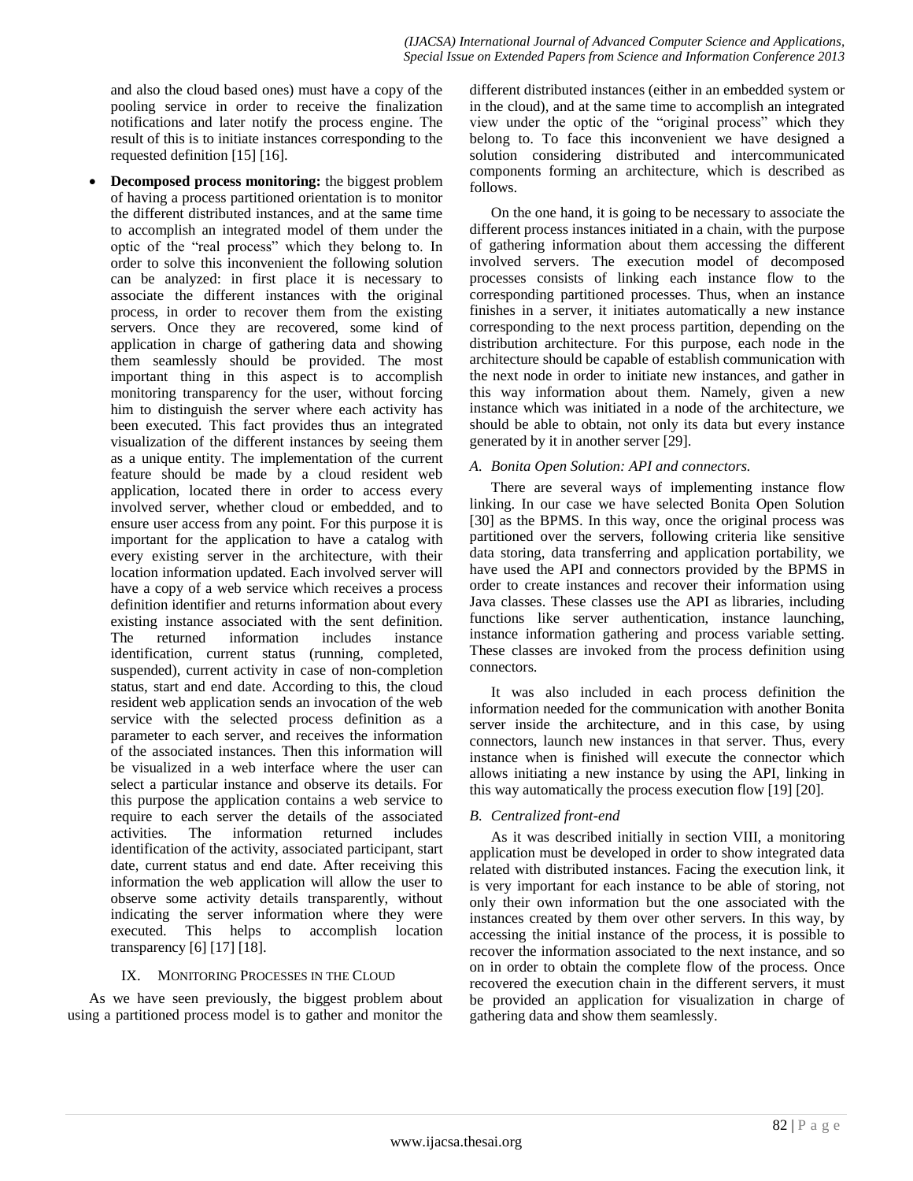and also the cloud based ones) must have a copy of the pooling service in order to receive the finalization notifications and later notify the process engine. The result of this is to initiate instances corresponding to the requested definition [15] [16].

- **Decomposed process monitoring:** the biggest problem of having a process partitioned orientation is to monitor the different distributed instances, and at the same time to accomplish an integrated model of them under the optic of the "real process" which they belong to. In order to solve this inconvenient the following solution can be analyzed: in first place it is necessary to associate the different instances with the original process, in order to recover them from the existing servers. Once they are recovered, some kind of application in charge of gathering data and showing them seamlessly should be provided. The most important thing in this aspect is to accomplish monitoring transparency for the user, without forcing him to distinguish the server where each activity has been executed. This fact provides thus an integrated visualization of the different instances by seeing them as a unique entity. The implementation of the current feature should be made by a cloud resident web application, located there in order to access every involved server, whether cloud or embedded, and to ensure user access from any point. For this purpose it is important for the application to have a catalog with every existing server in the architecture, with their location information updated. Each involved server will have a copy of a web service which receives a process definition identifier and returns information about every existing instance associated with the sent definition. The returned information includes instance identification, current status (running, completed, suspended), current activity in case of non-completion status, start and end date. According to this, the cloud resident web application sends an invocation of the web service with the selected process definition as a parameter to each server, and receives the information of the associated instances. Then this information will be visualized in a web interface where the user can select a particular instance and observe its details. For this purpose the application contains a web service to require to each server the details of the associated activities. The information returned includes identification of the activity, associated participant, start date, current status and end date. After receiving this information the web application will allow the user to observe some activity details transparently, without indicating the server information where they were executed. This helps to accomplish location transparency [6] [17] [18].

## IX. Monitoring Processes in the Cloud

As we have seen previously, the biggest problem about using a partitioned process model is to gather and monitor the different distributed instances (either in an embedded system or in the cloud), and at the same time to accomplish an integrated view under the optic of the "original process" which they belong to. To face this inconvenient we have designed a solution considering distributed and intercommunicated components forming an architecture, which is described as follows.

On the one hand, it is going to be necessary to associate the different process instances initiated in a chain, with the purpose of gathering information about them accessing the different involved servers. The execution model of decomposed processes consists of linking each instance flow to the corresponding partitioned processes. Thus, when an instance finishes in a server, it initiates automatically a new instance corresponding to the next process partition, depending on the distribution architecture. For this purpose, each node in the architecture should be capable of establish communication with the next node in order to initiate new instances, and gather in this way information about them. Namely, given a new instance which was initiated in a node of the architecture, we should be able to obtain, not only its data but every instance generated by it in another server [29].

### *A. Bonita Open Solution: API and connectors.*

There are several ways of implementing instance flow linking. In our case we have selected Bonita Open Solution [30] as the BPMS. In this way, once the original process was partitioned over the servers, following criteria like sensitive data storing, data transferring and application portability, we have used the API and connectors provided by the BPMS in order to create instances and recover their information using Java classes. These classes use the API as libraries, including functions like server authentication, instance launching, instance information gathering and process variable setting. These classes are invoked from the process definition using connectors.

It was also included in each process definition the information needed for the communication with another Bonita server inside the architecture, and in this case, by using connectors, launch new instances in that server. Thus, every instance when is finished will execute the connector which allows initiating a new instance by using the API, linking in this way automatically the process execution flow [19] [20].

### *B. Centralized front-end*

As it was described initially in section VIII, a monitoring application must be developed in order to show integrated data related with distributed instances. Facing the execution link, it is very important for each instance to be able of storing, not only their own information but the one associated with the instances created by them over other servers. In this way, by accessing the initial instance of the process, it is possible to recover the information associated to the next instance, and so on in order to obtain the complete flow of the process. Once recovered the execution chain in the different servers, it must be provided an application for visualization in charge of gathering data and show them seamlessly.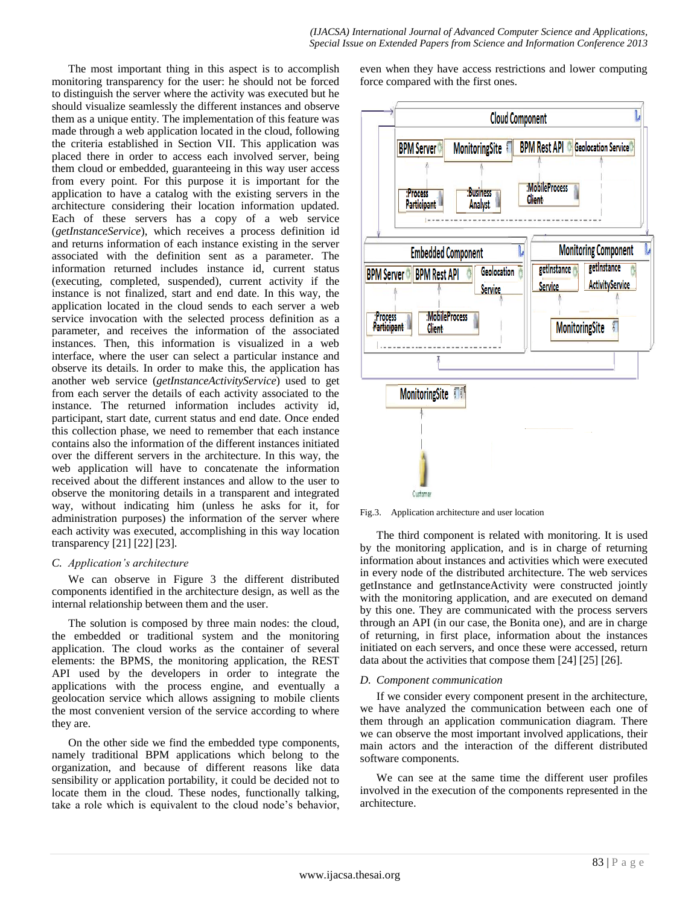The most important thing in this aspect is to accomplish monitoring transparency for the user: he should not be forced to distinguish the server where the activity was executed but he should visualize seamlessly the different instances and observe them as a unique entity. The implementation of this feature was made through a web application located in the cloud, following the criteria established in Section VII. This application was placed there in order to access each involved server, being them cloud or embedded, guaranteeing in this way user access from every point. For this purpose it is important for the application to have a catalog with the existing servers in the architecture considering their location information updated. Each of these servers has a copy of a web service (*getInstanceService*), which receives a process definition id and returns information of each instance existing in the server associated with the definition sent as a parameter. The information returned includes instance id, current status (executing, completed, suspended), current activity if the instance is not finalized, start and end date. In this way, the application located in the cloud sends to each server a web service invocation with the selected process definition as a parameter, and receives the information of the associated instances. Then, this information is visualized in a web interface, where the user can select a particular instance and observe its details. In order to make this, the application has another web service (*getInstanceActivityService*) used to get from each server the details of each activity associated to the instance. The returned information includes activity id, participant, start date, current status and end date. Once ended this collection phase, we need to remember that each instance contains also the information of the different instances initiated over the different servers in the architecture. In this way, the web application will have to concatenate the information received about the different instances and allow to the user to observe the monitoring details in a transparent and integrated way, without indicating him (unless he asks for it, for administration purposes) the information of the server where each activity was executed, accomplishing in this way location transparency [21] [22] [23].

### *C. Application's architecture*

We can observe in Figure 3 the different distributed components identified in the architecture design, as well as the internal relationship between them and the user.

The solution is composed by three main nodes: the cloud, the embedded or traditional system and the monitoring application. The cloud works as the container of several elements: the BPMS, the monitoring application, the REST API used by the developers in order to integrate the applications with the process engine, and eventually a geolocation service which allows assigning to mobile clients the most convenient version of the service according to where they are.

On the other side we find the embedded type components, namely traditional BPM applications which belong to the organization, and because of different reasons like data sensibility or application portability, it could be decided not to locate them in the cloud. These nodes, functionally talking, take a role which is equivalent to the cloud node's behavior, even when they have access restrictions and lower computing force compared with the first ones.

Fig.3. Application architecture and user location

The third component is related with monitoring. It is used by the monitoring application, and is in charge of returning information about instances and activities which were executed in every node of the distributed architecture. The web services getInstance and getInstanceActivity were constructed jointly with the monitoring application, and are executed on demand by this one. They are communicated with the process servers through an API (in our case, the Bonita one), and are in charge of returning, in first place, information about the instances initiated on each servers, and once these were accessed, return data about the activities that compose them [24] [25] [26].

### *D. Component communication*

If we consider every component present in the architecture, we have analyzed the communication between each one of them through an application communication diagram. There we can observe the most important involved applications, their main actors and the interaction of the different distributed software components.

We can see at the same time the different user profiles involved in the execution of the components represented in the architecture.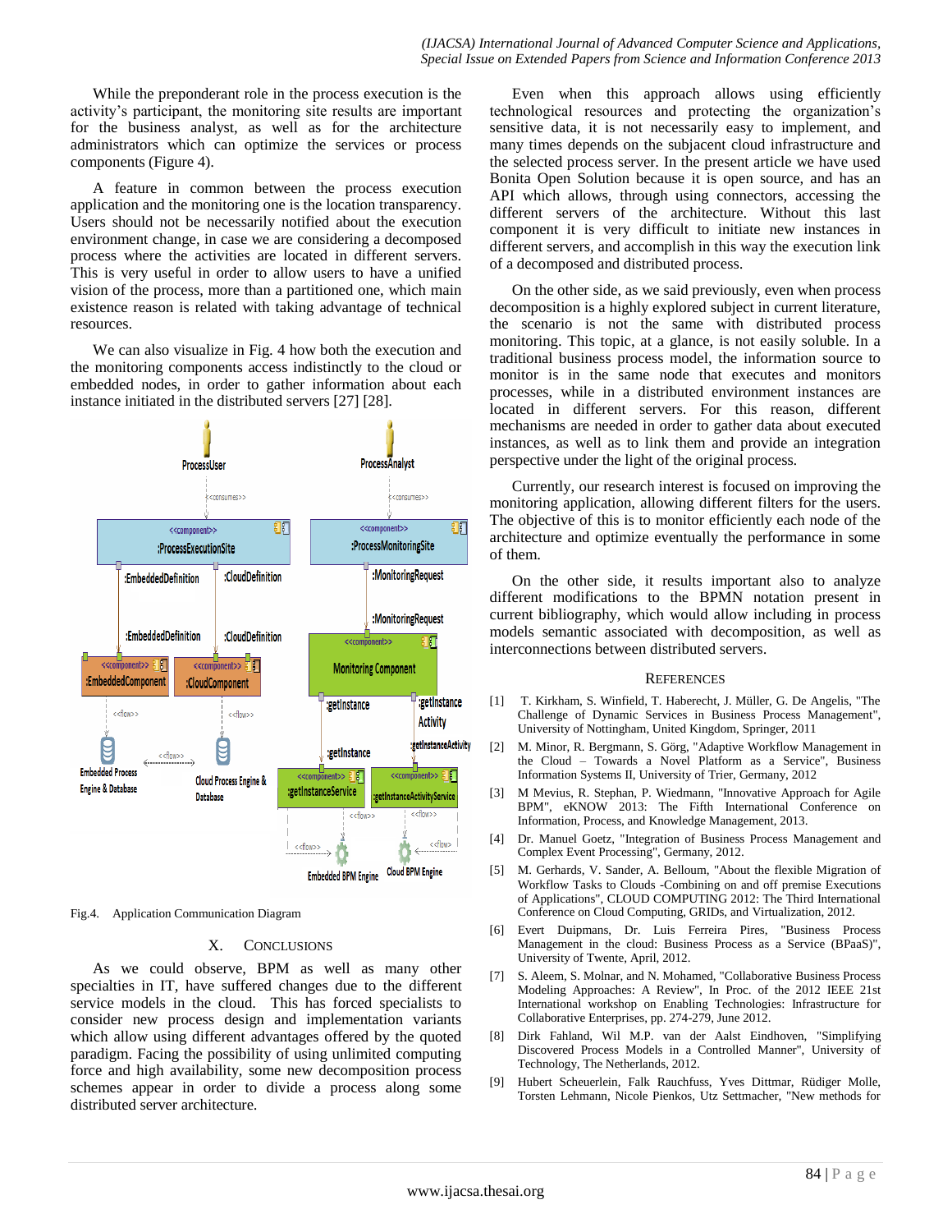While the preponderant role in the process execution is the activity's participant, the monitoring site results are important for the business analyst, as well as for the architecture administrators which can optimize the services or process components (Figure 4).

A feature in common between the process execution application and the monitoring one is the location transparency. Users should not be necessarily notified about the execution environment change, in case we are considering a decomposed process where the activities are located in different servers. This is very useful in order to allow users to have a unified vision of the process, more than a partitioned one, which main existence reason is related with taking advantage of technical resources.

We can also visualize in Fig. 4 how both the execution and the monitoring components access indistinctly to the cloud or embedded nodes, in order to gather information about each instance initiated in the distributed servers [27] [28].

Fig.4. Application Communication Diagram

## X. CONCLUSIONS

As we could observe, BPM as well as many other specialties in IT, have suffered changes due to the different service models in the cloud. This has forced specialists to consider new process design and implementation variants which allow using different advantages offered by the quoted paradigm. Facing the possibility of using unlimited computing force and high availability, some new decomposition process schemes appear in order to divide a process along some distributed server architecture.

Even when this approach allows using efficiently technological resources and protecting the organization's sensitive data, it is not necessarily easy to implement, and many times depends on the subjacent cloud infrastructure and the selected process server. In the present article we have used Bonita Open Solution because it is open source, and has an API which allows, through using connectors, accessing the different servers of the architecture. Without this last component it is very difficult to initiate new instances in different servers, and accomplish in this way the execution link of a decomposed and distributed process.

On the other side, as we said previously, even when process decomposition is a highly explored subject in current literature, the scenario is not the same with distributed process monitoring. This topic, at a glance, is not easily soluble. In a traditional business process model, the information source to monitor is in the same node that executes and monitors processes, while in a distributed environment instances are located in different servers. For this reason, different mechanisms are needed in order to gather data about executed instances, as well as to link them and provide an integration perspective under the light of the original process.

Currently, our research interest is focused on improving the monitoring application, allowing different filters for the users. The objective of this is to monitor efficiently each node of the architecture and optimize eventually the performance in some of them.

On the other side, it results important also to analyze different modifications to the BPMN notation present in current bibliography, which would allow including in process models semantic associated with decomposition, as well as interconnections between distributed servers.

## REFERENCES

[1] T. Kirkham, S. Winfield, T. Haberecht, J. Müller, G. De Angelis, "The Challenge of Dynamic Services in Business Process Management", University of Nottingham, United Kingdom, Springer, 2011

[2] M. Minor, R. Bergmann, S. Görg, "Adaptive Workflow Management in the Cloud – Towards a Novel Platform as a Service", Business Information Systems II, University of Trier, Germany, 2012

[3] M Mevius, R. Stephan, P. Wiedmann, "Innovative Approach for Agile BPM", eKNOW 2013: The Fifth International Conference on Information, Process, and Knowledge Management, 2013.

[4] Dr. Manuel Goetz, "Integration of Business Process Management and Complex Event Processing", Germany, 2012.

[5] M. Gerhards, V. Sander, A. Belloum, "About the flexible Migration of Workflow Tasks to Clouds -Combining on and off premise Executions of Applications", CLOUD COMPUTING 2012: The Third International Conference on Cloud Computing, GRIDs, and Virtualization, 2012.

[6] Evert Duipmans, Dr. Luis Ferreira Pires, "Business Process Management in the cloud: Business Process as a Service (BPaaS)", University of Twente, April, 2012.

[7] S. Aleem, S. Molnar, and N. Mohamed, "Collaborative Business Process Modeling Approaches: A Review", In Proc. of the 2012 IEEE 21st International workshop on Enabling Technologies: Infrastructure for Collaborative Enterprises, pp. 274-279, June 2012.

[8] Dirk Fahland, Wil M.P. van der Aalst Eindhoven, "Simplifying Discovered Process Models in a Controlled Manner", University of Technology, The Netherlands, 2012.

[9] Hubert Scheuerlein, Falk Rauchfuss, Yves Dittmar, Rüdiger Molle, Torsten Lehmann, Nicole Pienkos, Utz Settmacher, "New methods for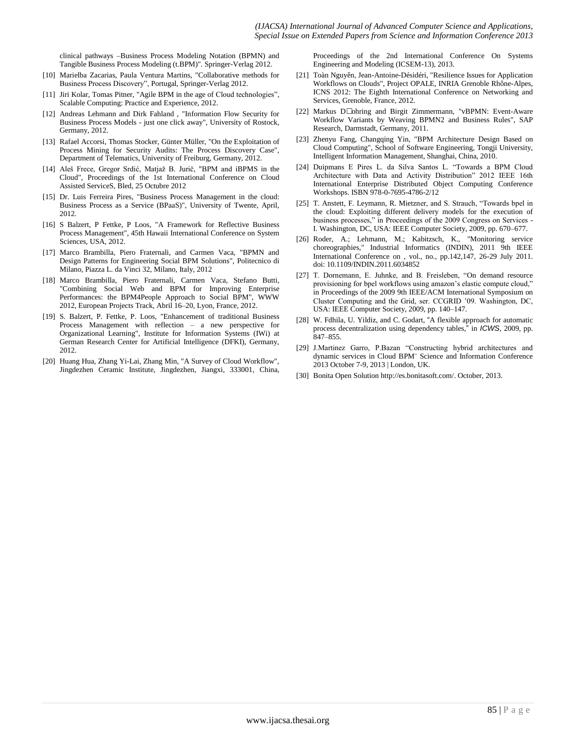clinical pathways –Business Process Modeling Notation (BPMN) and Tangible Business Process Modeling (t.BPM)". Springer-Verlag 2012.

[10] Marielba Zacarias, Paula Ventura Martins, "Collaborative methods for Business Process Discovery", Portugal, Springer-Verlag 2012.

[11] Jiri Kolar, Tomas Pitner, "Agile BPM in the age of Cloud technologies", Scalable Computing: Practice and Experience, 2012.

[12] Andreas Lehmann and Dirk Fahland , "Information Flow Security for Business Process Models - just one click away", University of Rostock, Germany, 2012.

[13] Rafael Accorsi, Thomas Stocker, Günter Müller, "On the Exploitation of Process Mining for Security Audits: The Process Discovery Case", Department of Telematics, University of Freiburg, Germany, 2012.

[14] Aleš Frece, Gregor Srdić, Matjaž B. Jurič, "BPM and iBPMS in the Cloud", Proceedings of the 1st International Conference on Cloud Assisted ServiceS, Bled, 25 Octubre 2012

[15] Dr. Luis Ferreira Pires, "Business Process Management in the cloud: Business Process as a Service (BPaaS)", University of Twente, April, 2012.

[16] S Balzert, P Fettke, P Loos, "A Framework for Reflective Business Process Management", 45th Hawaii International Conference on System Sciences, USA, 2012.

[17] Marco Brambilla, Piero Fraternali, and Carmen Vaca, "BPMN and Design Patterns for Engineering Social BPM Solutions", Politecnico di Milano, Piazza L. da Vinci 32, Milano, Italy, 2012

[18] Marco Brambilla, Piero Fraternali, Carmen Vaca, Stefano Butti, "Combining Social Web and BPM for Improving Enterprise Performances: the BPM4People Approach to Social BPM", WWW 2012, European Projects Track, Abril 16–20, Lyon, France, 2012.

[19] S. Balzert, P. Fettke, P. Loos, "Enhancement of traditional Business Process Management with reflection – a new perspective for Organizational Learning", Institute for Information Systems (IWi) at German Research Center for Artificial Intelligence (DFKI), Germany, 2012.

[20] Huang Hua, Zhang Yi-Lai, Zhang Min, "A Survey of Cloud Workflow", Jingdezhen Ceramic Institute, Jingdezhen, Jiangxi, 333001, China, Proceedings of the 2nd International Conference On Systems Engineering and Modeling (ICSEM-13), 2013.

[21] Toàn Nguyên, Jean-Antoine-Désidéri, "Resilience Issues for Application Workflows on Clouds", Project OPALE, INRIA Grenoble Rhône-Alpes, ICNS 2012: The Eighth International Conference on Networking and Services, Grenoble, France, 2012.

[22] Markus D�ohring and Birgit Zimmermann, "vBPMN: Event-Aware Workflow Variants by Weaving BPMN2 and Business Rules", SAP Research, Darmstadt, Germany, 2011.

[23] Zhenyu Fang, Changqing Yin, "BPM Architecture Design Based on Cloud Computing", School of Software Engineering, Tongji University, Intelligent Information Management, Shanghai, China, 2010.

[24] Duipmans E Pires L. da Silva Santos L. "Towards a BPM Cloud Architecture with Data and Activity Distribution" 2012 IEEE 16th International Enterprise Distributed Object Computing Conference Workshops. ISBN 978-0-7695-4786-2/12

[25] T. Anstett, F. Leymann, R. Mietzner, and S. Strauch, "Towards bpel in the cloud: Exploiting different delivery models for the execution of business processes," in Proceedings of the 2009 Congress on Services - I. Washington, DC, USA: IEEE Computer Society, 2009, pp. 670–677.

[26] Roder, A.; Lehmann, M.; Kabitzsch, K., "Monitoring service choreographies," Industrial Informatics (INDIN), 2011 9th IEEE International Conference on , vol., no., pp.142,147, 26-29 July 2011. doi: 10.1109/INDIN.2011.6034852

[27] T. Dornemann, E. Juhnke, and B. Freisleben, "On demand resource provisioning for bpel workflows using amazon's elastic compute cloud," in Proceedings of the 2009 9th IEEE/ACM International Symposium on Cluster Computing and the Grid, ser. CCGRID '09. Washington, DC, USA: IEEE Computer Society, 2009, pp. 140–147.

[28] W. Fdhila, U. Yildiz, and C. Godart, "A flexible approach for automatic process decentralization using dependency tables," in *ICWS*, 2009, pp. 847–855.

[29] J.Martinez Garro, P.Bazan "Constructing hybrid architectures and dynamic services in Cloud BPM" Science and Information Conference 2013 October 7-9, 2013 | London, UK.

[30] Bonita Open Solution http://es.bonitasoft.com/. October, 2013.